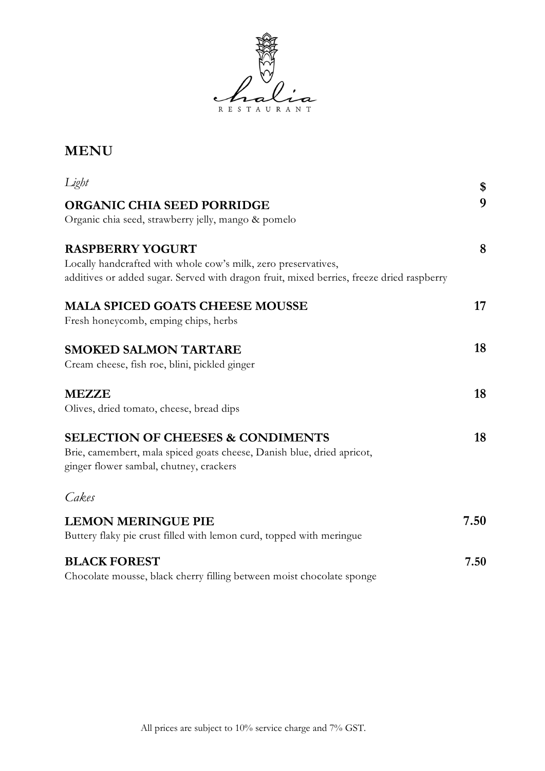Halia
RESTAURANT

# MENU

*Light*

$

**ORGANIC CHIA SEED PORRIDGE** 9
Organic chia seed, strawberry jelly, mango & pomelo

**RASPBERRY YOGURT** 8
Locally handcrafted with whole cow's milk, zero preservatives,
additives or added sugar. Served with dragon fruit, mixed berries, freeze dried raspberry

**MALA SPICED GOATS CHEESE MOUSSE** 17
Fresh honeycomb, emping chips, herbs

**SMOKED SALMON TARTARE** 18
Cream cheese, fish roe, blini, pickled ginger

**MEZZE** 18
Olives, dried tomato, cheese, bread dips

**SELECTION OF CHEESES & CONDIMENTS** 18
Brie, camembert, mala spiced goats cheese, Danish blue, dried apricot,
ginger flower sambal, chutney, crackers

*Cakes*

**LEMON MERINGUE PIE** 7.50
Buttery flaky pie crust filled with lemon curd, topped with meringue

**BLACK FOREST** 7.50
Chocolate mousse, black cherry filling between moist chocolate sponge

All prices are subject to 10% service charge and 7% GST.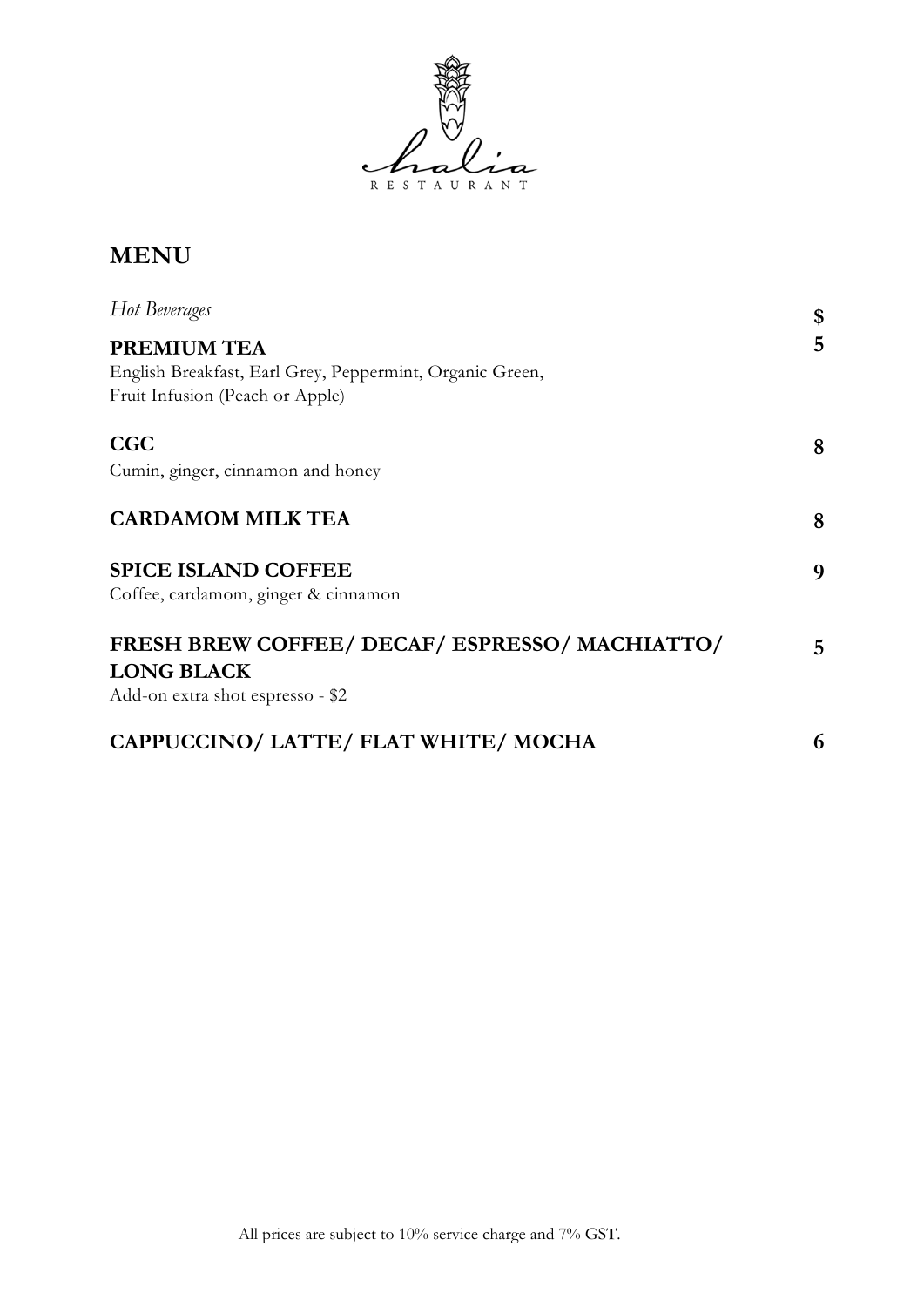Halia
RESTAURANT

## MENU

| *Hot Beverages* | $ |
| --- | --- |
| **PREMIUM TEA**<br>English Breakfast, Earl Grey, Peppermint, Organic Green,<br>Fruit Infusion (Peach or Apple) | **5** |
| **CGC**<br>Cumin, ginger, cinnamon and honey | **8** |
| **CARDAMOM MILK TEA** | **8** |
| **SPICE ISLAND COFFEE**<br>Coffee, cardamom, ginger & cinnamon | **9** |
| **FRESH BREW COFFEE/ DECAF/ ESPRESSO/ MACHIATTO/ LONG BLACK**<br>Add-on extra shot espresso - $2 | **5** |
| **CAPPUCCINO/ LATTE/ FLAT WHITE/ MOCHA** | **6** |

All prices are subject to 10% service charge and 7% GST.